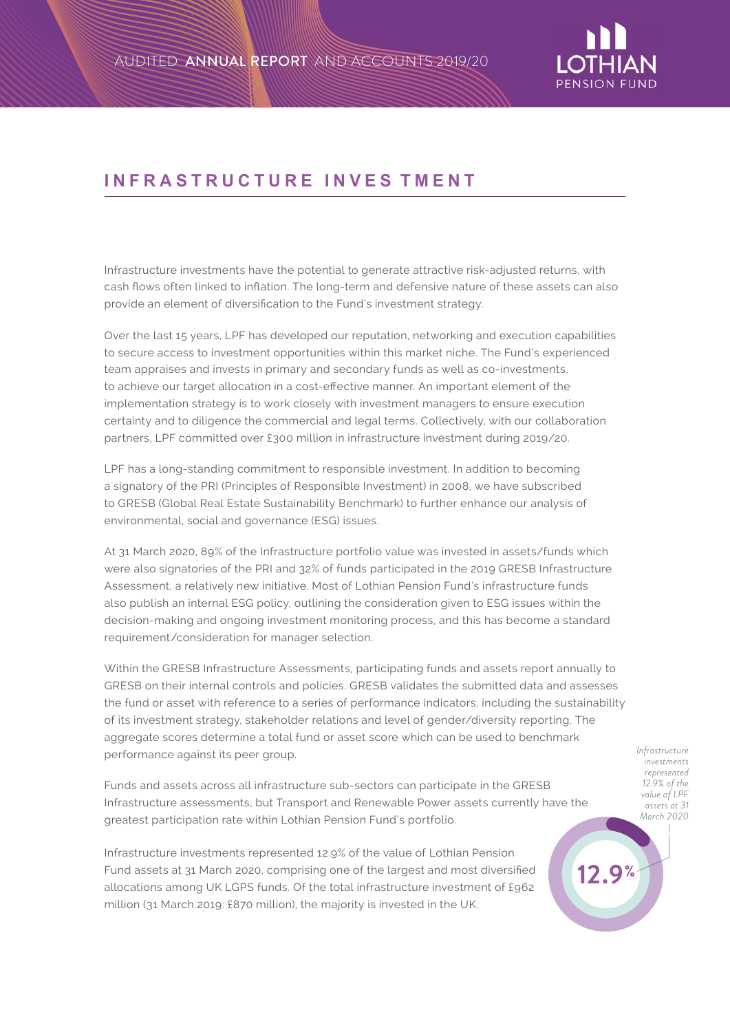## INFRASTRUCTURE INVESTMENT

Infrastructure investments have the potential to generate attractive risk-adjusted returns, with cash flows often linked to inflation. The long-term and defensive nature of these assets can also provide an element of diversification to the Fund's investment strategy.

Over the last 15 years, LPF has developed our reputation, networking and execution capabilities to secure access to investment opportunities within this market niche. The Fund's experienced team appraises and invests in primary and secondary funds as well as co-investments, to achieve our target allocation in a cost-effective manner. An important element of the implementation strategy is to work closely with investment managers to ensure execution certainty and to diligence the commercial and legal terms. Collectively, with our collaboration partners, LPF committed over £300 million in infrastructure investment during 2019/20.

LPF has a long-standing commitment to responsible investment. In addition to becoming a signatory of the PRI (Principles of Responsible Investment) in 2008, we have subscribed to GRESB (Global Real Estate Sustainability Benchmark) to further enhance our analysis of environmental, social and governance (ESG) issues.

At 31 March 2020, 89% of the Infrastructure portfolio value was invested in assets/funds which were also signatories of the PRI and 32% of funds participated in the 2019 GRESB Infrastructure Assessment, a relatively new initiative. Most of Lothian Pension Fund's infrastructure funds also publish an internal ESG policy, outlining the consideration given to ESG issues within the decision-making and ongoing investment monitoring process, and this has become a standard requirement/consideration for manager selection.

Within the GRESB Infrastructure Assessments, participating funds and assets report annually to GRESB on their internal controls and policies. GRESB validates the submitted data and assesses the fund or asset with reference to a series of performance indicators, including the sustainability of its investment strategy, stakeholder relations and level of gender/diversity reporting. The aggregate scores determine a total fund or asset score which can be used to benchmark performance against its peer group.

Funds and assets across all infrastructure sub-sectors can participate in the GRESB Infrastructure assessments, but Transport and Renewable Power assets currently have the greatest participation rate within Lothian Pension Fund's portfolio.

Infrastructure investments represented 12.9% of the value of Lothian Pension Fund assets at 31 March 2020, comprising one of the largest and most diversified allocations among UK LGPS funds. Of the total infrastructure investment of £962 million (31 March 2019: £870 million), the majority is invested in the UK.

*Infrastructure investments represented 12.9% of the value of LPF assets at 31 March 2020*

**12.9%**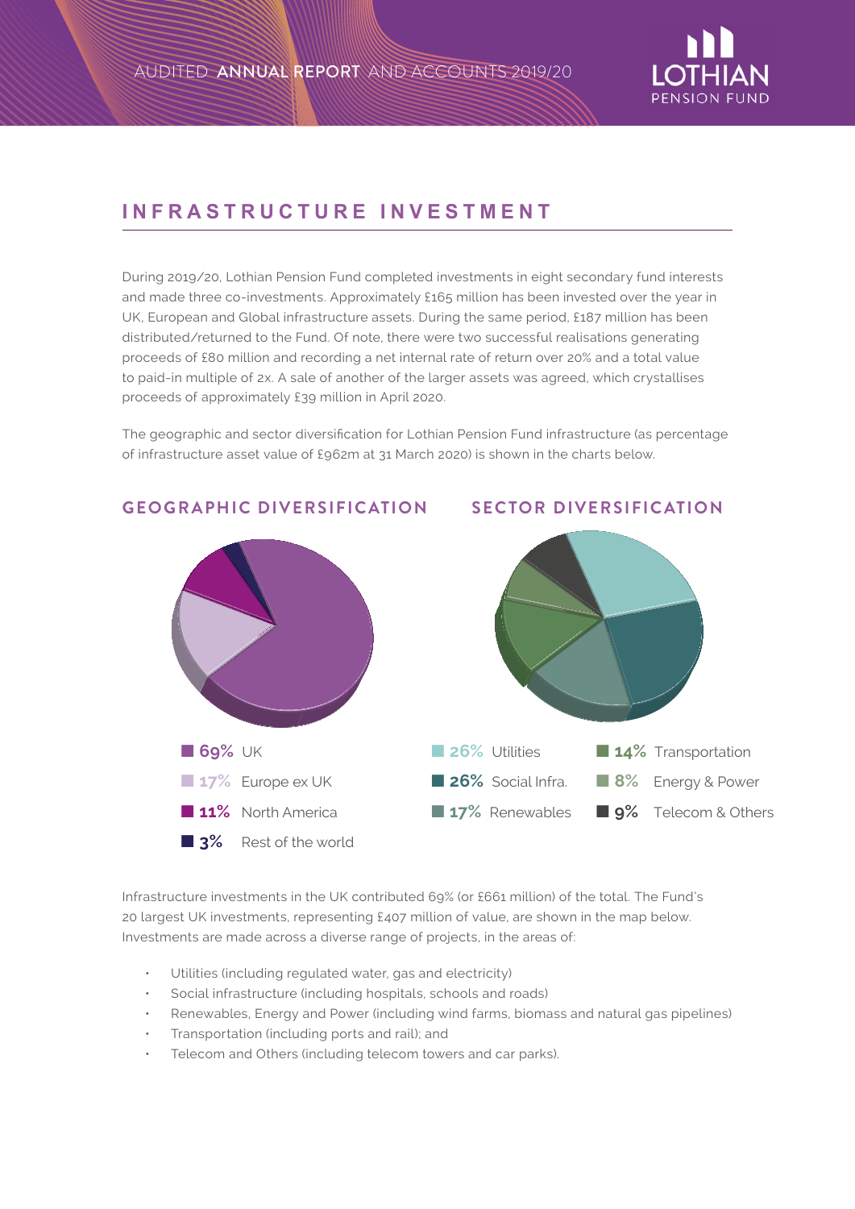## INFRASTRUCTURE INVESTMENT

During 2019/20, Lothian Pension Fund completed investments in eight secondary fund interests and made three co-investments. Approximately £165 million has been invested over the year in UK, European and Global infrastructure assets. During the same period, £187 million has been distributed/returned to the Fund. Of note, there were two successful realisations generating proceeds of £80 million and recording a net internal rate of return over 20% and a total value to paid-in multiple of 2x. A sale of another of the larger assets was agreed, which crystallises proceeds of approximately £39 million in April 2020.

The geographic and sector diversification for Lothian Pension Fund infrastructure (as percentage of infrastructure asset value of £962m at 31 March 2020) is shown in the charts below.

### GEOGRAPHIC DIVERSIFICATION

- **69%** UK
- **17%** Europe ex UK
- **11%** North America
- **3%** Rest of the world

### SECTOR DIVERSIFICATION

- **26%** Utilities
- **26%** Social Infra.
- **17%** Renewables
- **14%** Transportation
- **8%** Energy & Power
- **9%** Telecom & Others

Infrastructure investments in the UK contributed 69% (or £661 million) of the total. The Fund's 20 largest UK investments, representing £407 million of value, are shown in the map below. Investments are made across a diverse range of projects, in the areas of:

- Utilities (including regulated water, gas and electricity)
- Social infrastructure (including hospitals, schools and roads)
- Renewables, Energy and Power (including wind farms, biomass and natural gas pipelines)
- Transportation (including ports and rail); and
- Telecom and Others (including telecom towers and car parks).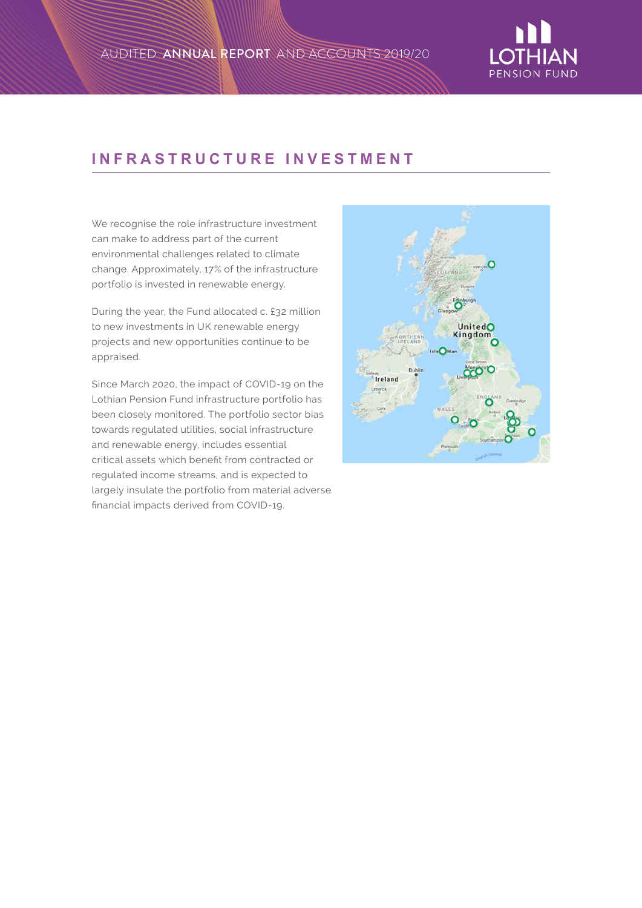# INFRASTRUCTURE INVESTMENT

We recognise the role infrastructure investment can make to address part of the current environmental challenges related to climate change. Approximately, 17% of the infrastructure portfolio is invested in renewable energy.

During the year, the Fund allocated c. £32 million to new investments in UK renewable energy projects and new opportunities continue to be appraised.

Since March 2020, the impact of COVID-19 on the Lothian Pension Fund infrastructure portfolio has been closely monitored. The portfolio sector bias towards regulated utilities, social infrastructure and renewable energy, includes essential critical assets which benefit from contracted or regulated income streams, and is expected to largely insulate the portfolio from material adverse financial impacts derived from COVID-19.